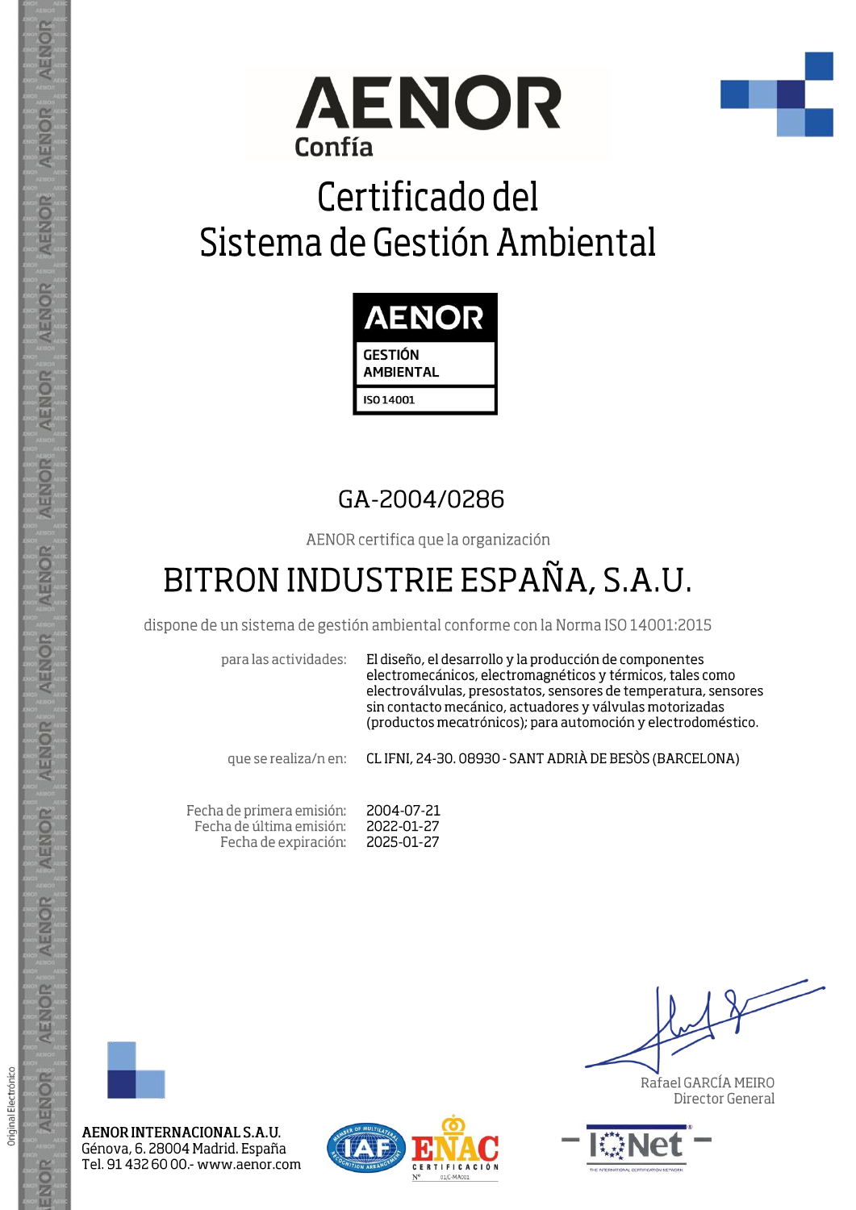# AENOR
Confía

# Certificado del Sistema de Gestión Ambiental

AENOR
GESTIÓN AMBIENTAL
ISO 14001

## GA-2004/0286

AENOR certifica que la organización

## BITRON INDUSTRIE ESPAÑA, S.A.U.

dispone de un sistema de gestión ambiental conforme con la Norma ISO 14001:2015

para las actividades: El diseño, el desarrollo y la producción de componentes electromecánicos, electromagnéticos y térmicos, tales como electroválvulas, presostatos, sensores de temperatura, sensores sin contacto mecánico, actuadores y válvulas motorizadas (productos mecatrónicos); para automoción y electrodoméstico.

que se realiza/n en: CL IFNI, 24-30. 08930 - SANT ADRIÀ DE BESÒS (BARCELONA)

Fecha de primera emisión: 2004-07-21
Fecha de última emisión: 2022-01-27
Fecha de expiración: 2025-01-27

Rafael GARCÍA MEIRO
Director General

**AENOR INTERNACIONAL S.A.U.**
Génova, 6. 28004 Madrid. España
Tel. 91 432 60 00.- www.aenor.com

Original Electrónico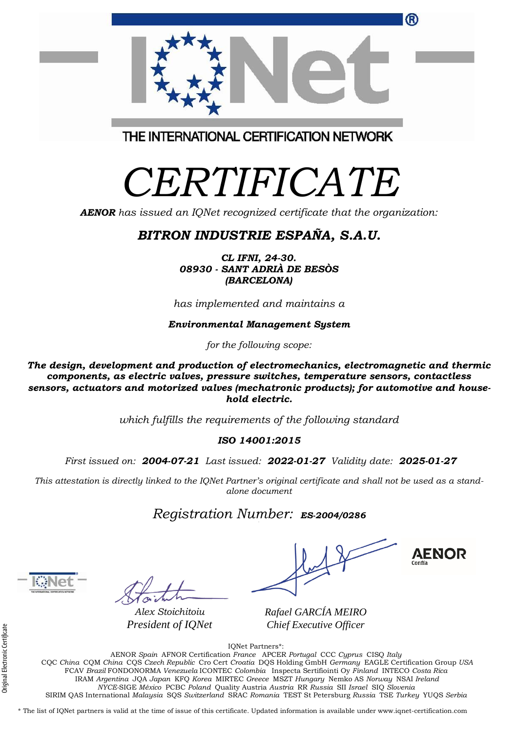THE INTERNATIONAL CERTIFICATION NETWORK

# CERTIFICATE

***AENOR*** *has issued an IQNet recognized certificate that the organization:*

## *BITRON INDUSTRIE ESPAÑA, S.A.U.*

***CL IFNI, 24-30.***
***08930 - SANT ADRIÀ DE BESÒS***
***(BARCELONA)***

*has implemented and maintains a*

***Environmental Management System***

*for the following scope:*

***The design, development and production of electromechanics, electromagnetic and thermic components, as electric valves, pressure switches, temperature sensors, contactless sensors, actuators and motorized valves (mechatronic products); for automotive and household electric.***

*which fulfills the requirements of the following standard*

***ISO 14001:2015***

*First issued on:* ***2004-07-21*** *Last issued:* ***2022-01-27*** *Validity date:* ***2025-01-27***

*This attestation is directly linked to the IQNet Partner's original certificate and shall not be used as a stand-alone document*

*Registration Number:* ***ES-2004/0286***

*Alex Stoichitoiu*
*President of IQNet*

*Rafael GARCÍA MEIRO*
*Chief Executive Officer*

AENOR Confía

Original Electronic Certificate

IQNet Partners*:

AENOR *Spain* AFNOR Certification *France* APCER *Portugal* CCC *Cyprus* CISQ *Italy*
CQC *China* CQM *China* CQS *Czech Republic* Cro Cert *Croatia* DQS Holding GmbH *Germany* EAGLE Certification Group *USA*
FCAV *Brazil* FONDONORMA *Venezuela* ICONTEC *Colombia* Inspecta Sertifiointi Oy *Finland* INTECO *Costa Rica*
IRAM *Argentina* JQA *Japan* KFQ *Korea* MIRTEC *Greece* MSZT *Hungary* Nemko AS *Norway* NSAI *Ireland*
*NYCE*-SIGE *México* PCBC *Poland* Quality Austria *Austria* RR *Russia* SII *Israel* SIQ *Slovenia*
SIRIM QAS International *Malaysia* SQS *Switzerland* SRAC *Romania* TEST St Petersburg *Russia* TSE *Turkey* YUQS *Serbia*

* The list of IQNet partners is valid at the time of issue of this certificate. Updated information is available under www.iqnet-certification.com